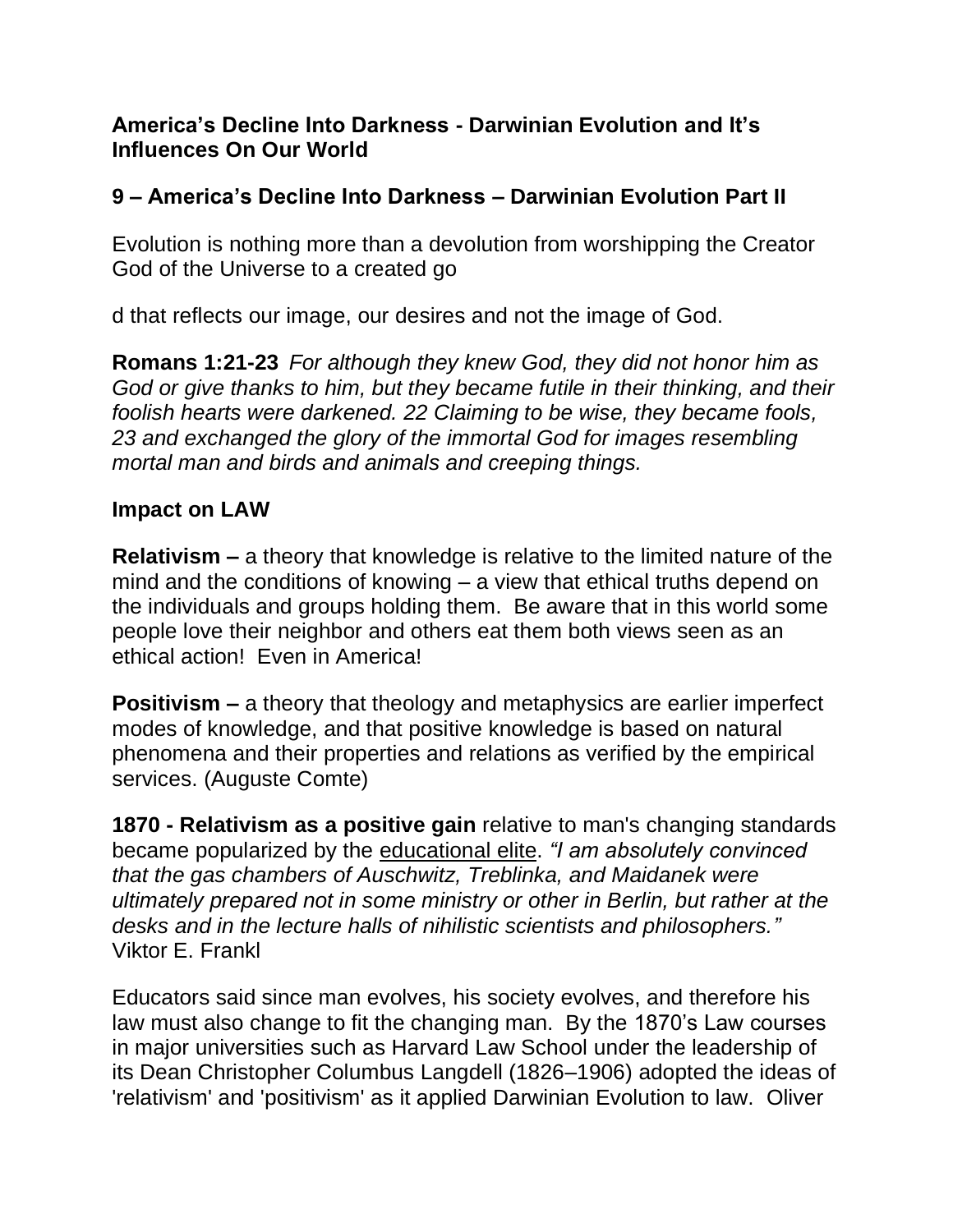**America's Decline Into Darkness - Darwinian Evolution and It's Influences On Our World**

**9 – America's Decline Into Darkness – Darwinian Evolution Part II**

Evolution is nothing more than a devolution from worshipping the Creator God of the Universe to a created go

d that reflects our image, our desires and not the image of God.

**Romans 1:21-23** *For although they knew God, they did not honor him as God or give thanks to him, but they became futile in their thinking, and their foolish hearts were darkened. 22 Claiming to be wise, they became fools, 23 and exchanged the glory of the immortal God for images resembling mortal man and birds and animals and creeping things.*

**Impact on LAW**

**Relativism –** a theory that knowledge is relative to the limited nature of the mind and the conditions of knowing – a view that ethical truths depend on the individuals and groups holding them. Be aware that in this world some people love their neighbor and others eat them both views seen as an ethical action! Even in America!

**Positivism –** a theory that theology and metaphysics are earlier imperfect modes of knowledge, and that positive knowledge is based on natural phenomena and their properties and relations as verified by the empirical services. (Auguste Comte)

**1870 - Relativism as a positive gain** relative to man's changing standards became popularized by the educational elite. *"I am absolutely convinced that the gas chambers of Auschwitz, Treblinka, and Maidanek were ultimately prepared not in some ministry or other in Berlin, but rather at the desks and in the lecture halls of nihilistic scientists and philosophers."* Viktor E. Frankl

Educators said since man evolves, his society evolves, and therefore his law must also change to fit the changing man. By the 1870's Law courses in major universities such as Harvard Law School under the leadership of its Dean Christopher Columbus Langdell (1826–1906) adopted the ideas of 'relativism' and 'positivism' as it applied Darwinian Evolution to law. Oliver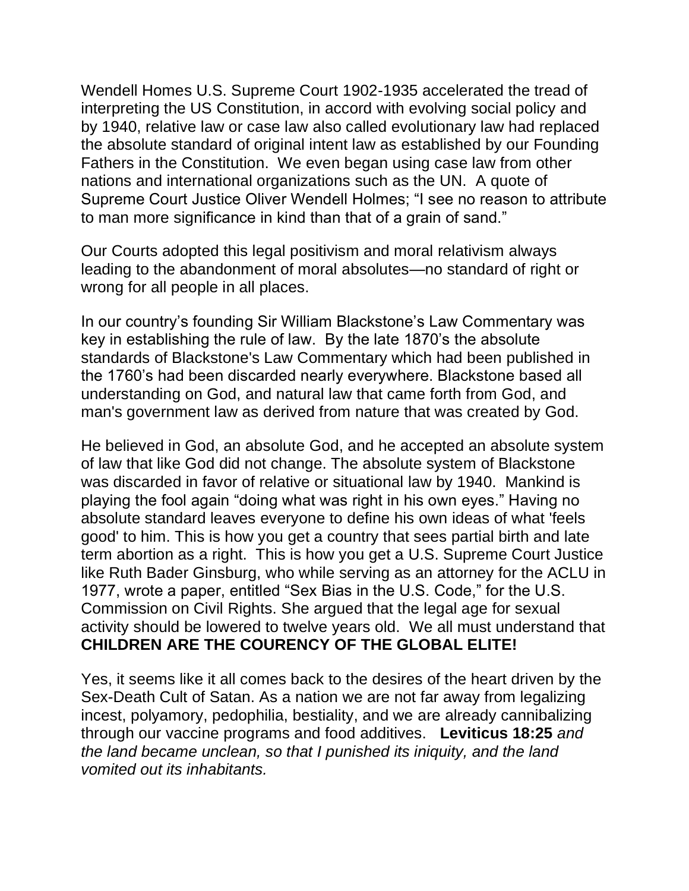Wendell Homes U.S. Supreme Court 1902-1935 accelerated the tread of interpreting the US Constitution, in accord with evolving social policy and by 1940, relative law or case law also called evolutionary law had replaced the absolute standard of original intent law as established by our Founding Fathers in the Constitution. We even began using case law from other nations and international organizations such as the UN. A quote of Supreme Court Justice Oliver Wendell Holmes; "I see no reason to attribute to man more significance in kind than that of a grain of sand."

Our Courts adopted this legal positivism and moral relativism always leading to the abandonment of moral absolutes—no standard of right or wrong for all people in all places.

In our country's founding Sir William Blackstone's Law Commentary was key in establishing the rule of law. By the late 1870's the absolute standards of Blackstone's Law Commentary which had been published in the 1760's had been discarded nearly everywhere. Blackstone based all understanding on God, and natural law that came forth from God, and man's government law as derived from nature that was created by God.

He believed in God, an absolute God, and he accepted an absolute system of law that like God did not change. The absolute system of Blackstone was discarded in favor of relative or situational law by 1940. Mankind is playing the fool again "doing what was right in his own eyes." Having no absolute standard leaves everyone to define his own ideas of what 'feels good' to him. This is how you get a country that sees partial birth and late term abortion as a right. This is how you get a U.S. Supreme Court Justice like Ruth Bader Ginsburg, who while serving as an attorney for the ACLU in 1977, wrote a paper, entitled "Sex Bias in the U.S. Code," for the U.S. Commission on Civil Rights. She argued that the legal age for sexual activity should be lowered to twelve years old. We all must understand that **CHILDREN ARE THE COURENCY OF THE GLOBAL ELITE!**

Yes, it seems like it all comes back to the desires of the heart driven by the Sex-Death Cult of Satan. As a nation we are not far away from legalizing incest, polyamory, pedophilia, bestiality, and we are already cannibalizing through our vaccine programs and food additives. **Leviticus 18:25** *and the land became unclean, so that I punished its iniquity, and the land vomited out its inhabitants.*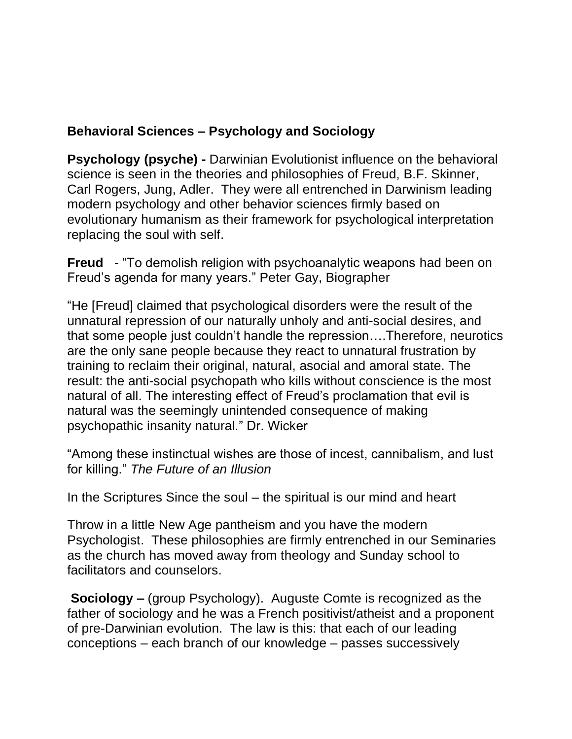**Behavioral Sciences – Psychology and Sociology**

**Psychology (psyche) -** Darwinian Evolutionist influence on the behavioral science is seen in the theories and philosophies of Freud, B.F. Skinner, Carl Rogers, Jung, Adler. They were all entrenched in Darwinism leading modern psychology and other behavior sciences firmly based on evolutionary humanism as their framework for psychological interpretation replacing the soul with self.

**Freud** - "To demolish religion with psychoanalytic weapons had been on Freud's agenda for many years." Peter Gay, Biographer

"He [Freud] claimed that psychological disorders were the result of the unnatural repression of our naturally unholy and anti-social desires, and that some people just couldn't handle the repression….Therefore, neurotics are the only sane people because they react to unnatural frustration by training to reclaim their original, natural, asocial and amoral state. The result: the anti-social psychopath who kills without conscience is the most natural of all. The interesting effect of Freud's proclamation that evil is natural was the seemingly unintended consequence of making psychopathic insanity natural." Dr. Wicker

"Among these instinctual wishes are those of incest, cannibalism, and lust for killing." *The Future of an Illusion*

In the Scriptures Since the soul – the spiritual is our mind and heart

Throw in a little New Age pantheism and you have the modern Psychologist. These philosophies are firmly entrenched in our Seminaries as the church has moved away from theology and Sunday school to facilitators and counselors.

**Sociology –** (group Psychology). Auguste Comte is recognized as the father of sociology and he was a French positivist/atheist and a proponent of pre-Darwinian evolution. The law is this: that each of our leading conceptions – each branch of our knowledge – passes successively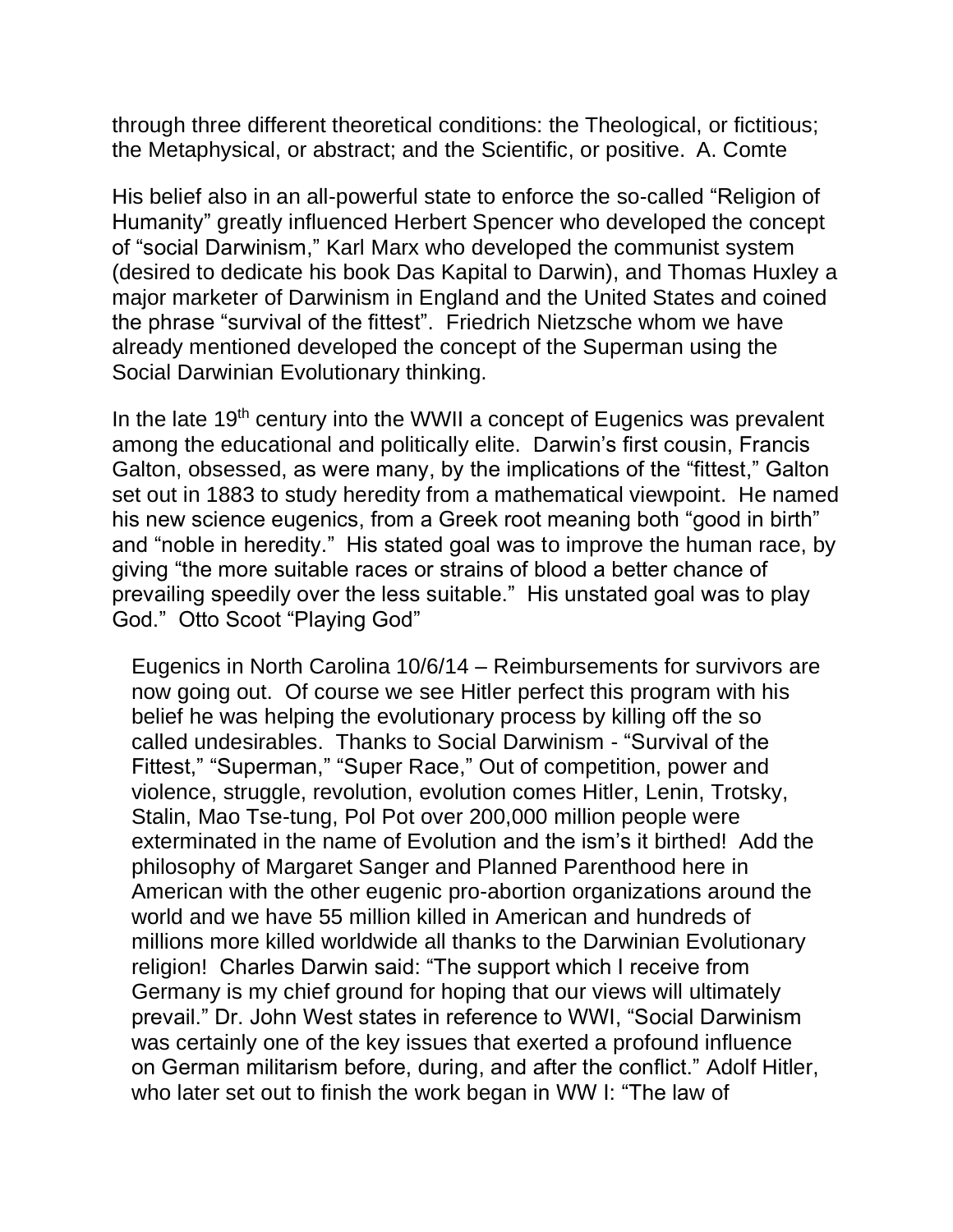through three different theoretical conditions: the Theological, or fictitious; the Metaphysical, or abstract; and the Scientific, or positive. A. Comte

His belief also in an all-powerful state to enforce the so-called "Religion of Humanity" greatly influenced Herbert Spencer who developed the concept of "social Darwinism," Karl Marx who developed the communist system (desired to dedicate his book Das Kapital to Darwin), and Thomas Huxley a major marketer of Darwinism in England and the United States and coined the phrase "survival of the fittest". Friedrich Nietzsche whom we have already mentioned developed the concept of the Superman using the Social Darwinian Evolutionary thinking.

In the late 19th century into the WWII a concept of Eugenics was prevalent among the educational and politically elite. Darwin's first cousin, Francis Galton, obsessed, as were many, by the implications of the "fittest," Galton set out in 1883 to study heredity from a mathematical viewpoint. He named his new science eugenics, from a Greek root meaning both "good in birth" and "noble in heredity." His stated goal was to improve the human race, by giving "the more suitable races or strains of blood a better chance of prevailing speedily over the less suitable." His unstated goal was to play God." Otto Scoot "Playing God"

> Eugenics in North Carolina 10/6/14 – Reimbursements for survivors are now going out. Of course we see Hitler perfect this program with his belief he was helping the evolutionary process by killing off the so called undesirables. Thanks to Social Darwinism - "Survival of the Fittest," "Superman," "Super Race," Out of competition, power and violence, struggle, revolution, evolution comes Hitler, Lenin, Trotsky, Stalin, Mao Tse-tung, Pol Pot over 200,000 million people were exterminated in the name of Evolution and the ism's it birthed! Add the philosophy of Margaret Sanger and Planned Parenthood here in American with the other eugenic pro-abortion organizations around the world and we have 55 million killed in American and hundreds of millions more killed worldwide all thanks to the Darwinian Evolutionary religion! Charles Darwin said: "The support which I receive from Germany is my chief ground for hoping that our views will ultimately prevail." Dr. John West states in reference to WWI, "Social Darwinism was certainly one of the key issues that exerted a profound influence on German militarism before, during, and after the conflict." Adolf Hitler, who later set out to finish the work began in WW I: "The law of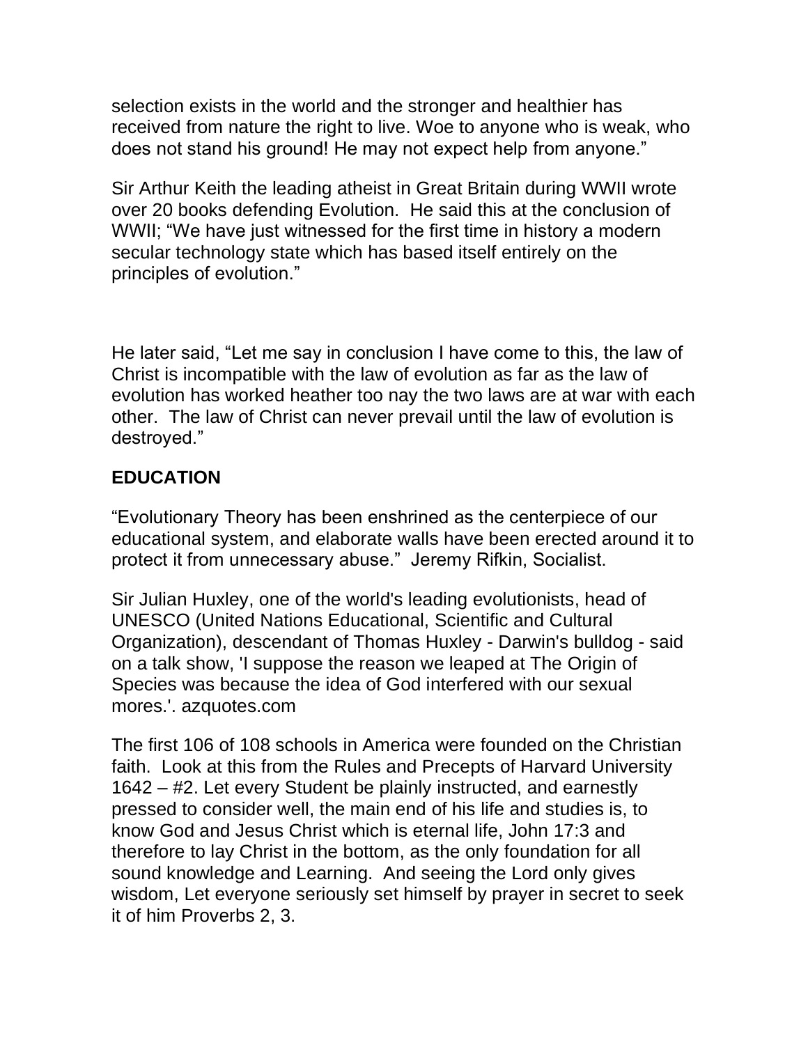selection exists in the world and the stronger and healthier has received from nature the right to live. Woe to anyone who is weak, who does not stand his ground! He may not expect help from anyone."

Sir Arthur Keith the leading atheist in Great Britain during WWII wrote over 20 books defending Evolution. He said this at the conclusion of WWII; "We have just witnessed for the first time in history a modern secular technology state which has based itself entirely on the principles of evolution."

He later said, "Let me say in conclusion I have come to this, the law of Christ is incompatible with the law of evolution as far as the law of evolution has worked heather too nay the two laws are at war with each other. The law of Christ can never prevail until the law of evolution is destroyed."

**EDUCATION**

"Evolutionary Theory has been enshrined as the centerpiece of our educational system, and elaborate walls have been erected around it to protect it from unnecessary abuse." Jeremy Rifkin, Socialist.

Sir Julian Huxley, one of the world's leading evolutionists, head of UNESCO (United Nations Educational, Scientific and Cultural Organization), descendant of Thomas Huxley - Darwin's bulldog - said on a talk show, 'I suppose the reason we leaped at The Origin of Species was because the idea of God interfered with our sexual mores.'. azquotes.com

The first 106 of 108 schools in America were founded on the Christian faith. Look at this from the Rules and Precepts of Harvard University 1642 – #2. Let every Student be plainly instructed, and earnestly pressed to consider well, the main end of his life and studies is, to know God and Jesus Christ which is eternal life, John 17:3 and therefore to lay Christ in the bottom, as the only foundation for all sound knowledge and Learning. And seeing the Lord only gives wisdom, Let everyone seriously set himself by prayer in secret to seek it of him Proverbs 2, 3.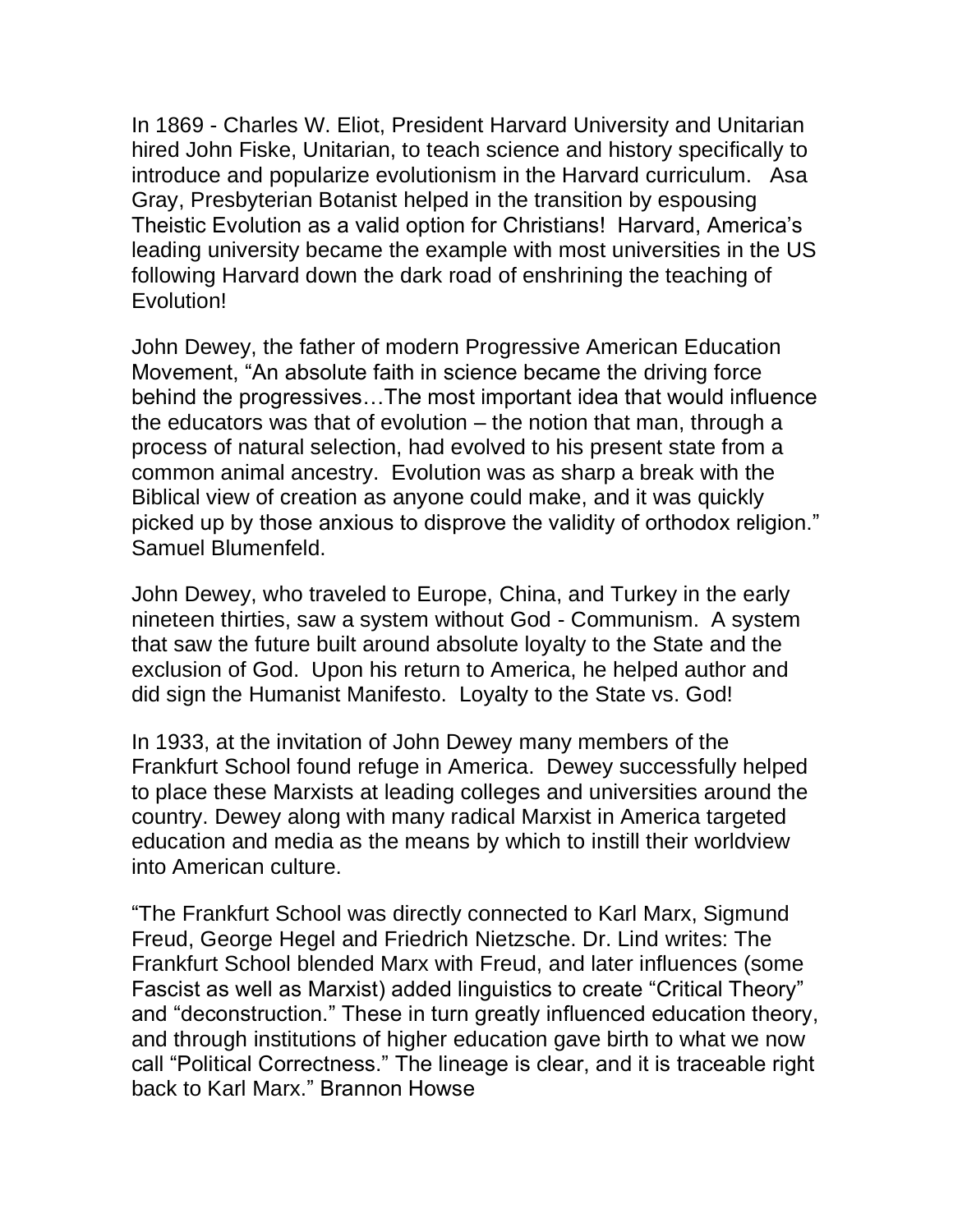In 1869 - Charles W. Eliot, President Harvard University and Unitarian hired John Fiske, Unitarian, to teach science and history specifically to introduce and popularize evolutionism in the Harvard curriculum. Asa Gray, Presbyterian Botanist helped in the transition by espousing Theistic Evolution as a valid option for Christians! Harvard, America's leading university became the example with most universities in the US following Harvard down the dark road of enshrining the teaching of Evolution!

John Dewey, the father of modern Progressive American Education Movement, "An absolute faith in science became the driving force behind the progressives…The most important idea that would influence the educators was that of evolution – the notion that man, through a process of natural selection, had evolved to his present state from a common animal ancestry. Evolution was as sharp a break with the Biblical view of creation as anyone could make, and it was quickly picked up by those anxious to disprove the validity of orthodox religion." Samuel Blumenfeld.

John Dewey, who traveled to Europe, China, and Turkey in the early nineteen thirties, saw a system without God - Communism. A system that saw the future built around absolute loyalty to the State and the exclusion of God. Upon his return to America, he helped author and did sign the Humanist Manifesto. Loyalty to the State vs. God!

In 1933, at the invitation of John Dewey many members of the Frankfurt School found refuge in America. Dewey successfully helped to place these Marxists at leading colleges and universities around the country. Dewey along with many radical Marxist in America targeted education and media as the means by which to instill their worldview into American culture.

"The Frankfurt School was directly connected to Karl Marx, Sigmund Freud, George Hegel and Friedrich Nietzsche. Dr. Lind writes: The Frankfurt School blended Marx with Freud, and later influences (some Fascist as well as Marxist) added linguistics to create "Critical Theory" and "deconstruction." These in turn greatly influenced education theory, and through institutions of higher education gave birth to what we now call "Political Correctness." The lineage is clear, and it is traceable right back to Karl Marx." Brannon Howse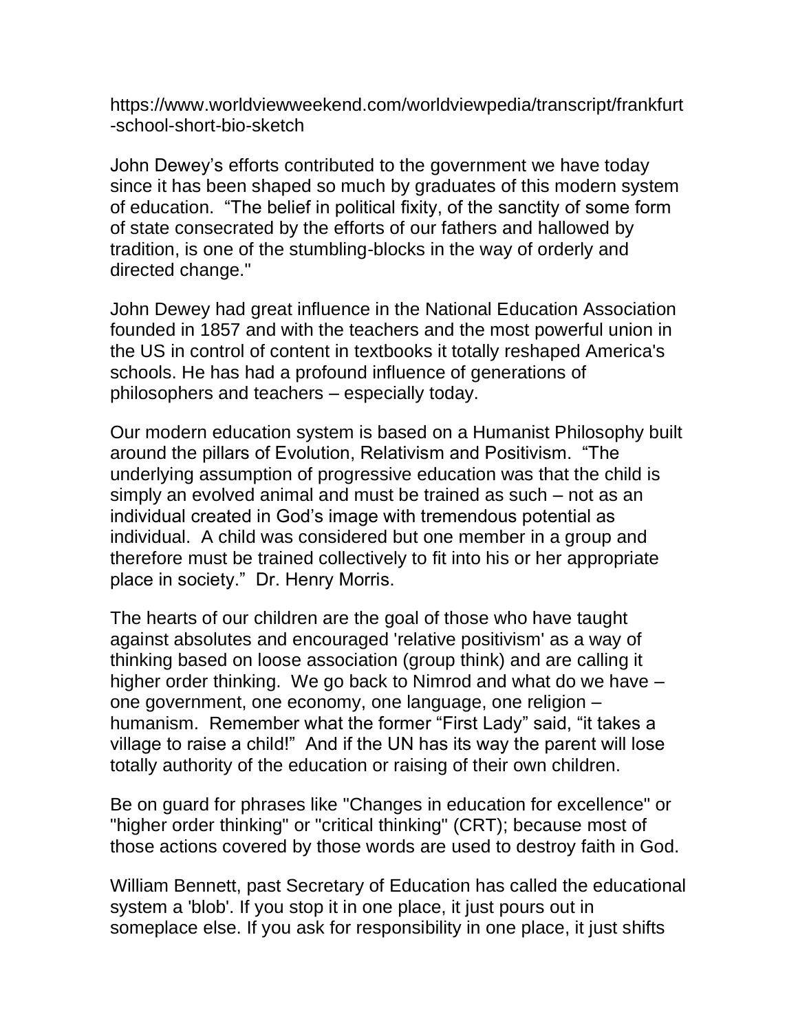https://www.worldviewweekend.com/worldviewpedia/transcript/frankfurt-school-short-bio-sketch

John Dewey's efforts contributed to the government we have today since it has been shaped so much by graduates of this modern system of education. "The belief in political fixity, of the sanctity of some form of state consecrated by the efforts of our fathers and hallowed by tradition, is one of the stumbling-blocks in the way of orderly and directed change."

John Dewey had great influence in the National Education Association founded in 1857 and with the teachers and the most powerful union in the US in control of content in textbooks it totally reshaped America's schools. He has had a profound influence of generations of philosophers and teachers – especially today.

Our modern education system is based on a Humanist Philosophy built around the pillars of Evolution, Relativism and Positivism. "The underlying assumption of progressive education was that the child is simply an evolved animal and must be trained as such – not as an individual created in God's image with tremendous potential as individual. A child was considered but one member in a group and therefore must be trained collectively to fit into his or her appropriate place in society." Dr. Henry Morris.

The hearts of our children are the goal of those who have taught against absolutes and encouraged 'relative positivism' as a way of thinking based on loose association (group think) and are calling it higher order thinking. We go back to Nimrod and what do we have – one government, one economy, one language, one religion – humanism. Remember what the former "First Lady" said, "it takes a village to raise a child!" And if the UN has its way the parent will lose totally authority of the education or raising of their own children.

Be on guard for phrases like "Changes in education for excellence" or "higher order thinking" or "critical thinking" (CRT); because most of those actions covered by those words are used to destroy faith in God.

William Bennett, past Secretary of Education has called the educational system a 'blob'. If you stop it in one place, it just pours out in someplace else. If you ask for responsibility in one place, it just shifts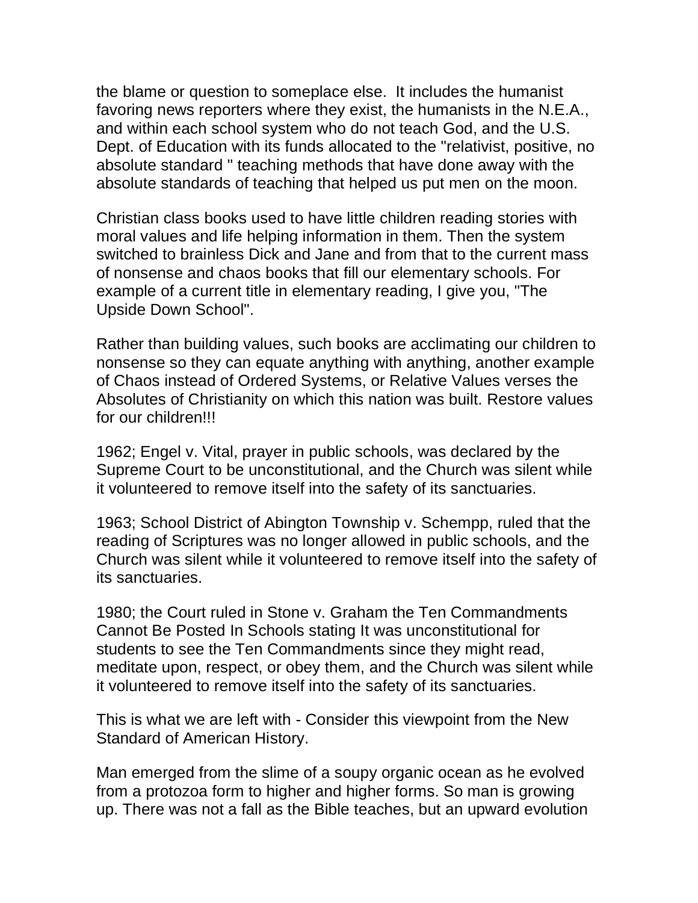the blame or question to someplace else. It includes the humanist favoring news reporters where they exist, the humanists in the N.E.A., and within each school system who do not teach God, and the U.S. Dept. of Education with its funds allocated to the "relativist, positive, no absolute standard " teaching methods that have done away with the absolute standards of teaching that helped us put men on the moon.

Christian class books used to have little children reading stories with moral values and life helping information in them. Then the system switched to brainless Dick and Jane and from that to the current mass of nonsense and chaos books that fill our elementary schools. For example of a current title in elementary reading, I give you, "The Upside Down School".

Rather than building values, such books are acclimating our children to nonsense so they can equate anything with anything, another example of Chaos instead of Ordered Systems, or Relative Values verses the Absolutes of Christianity on which this nation was built. Restore values for our children!!!

1962; Engel v. Vital, prayer in public schools, was declared by the Supreme Court to be unconstitutional, and the Church was silent while it volunteered to remove itself into the safety of its sanctuaries.

1963; School District of Abington Township v. Schempp, ruled that the reading of Scriptures was no longer allowed in public schools, and the Church was silent while it volunteered to remove itself into the safety of its sanctuaries.

1980; the Court ruled in Stone v. Graham the Ten Commandments Cannot Be Posted In Schools stating It was unconstitutional for students to see the Ten Commandments since they might read, meditate upon, respect, or obey them, and the Church was silent while it volunteered to remove itself into the safety of its sanctuaries.

This is what we are left with - Consider this viewpoint from the New Standard of American History.

Man emerged from the slime of a soupy organic ocean as he evolved from a protozoa form to higher and higher forms. So man is growing up. There was not a fall as the Bible teaches, but an upward evolution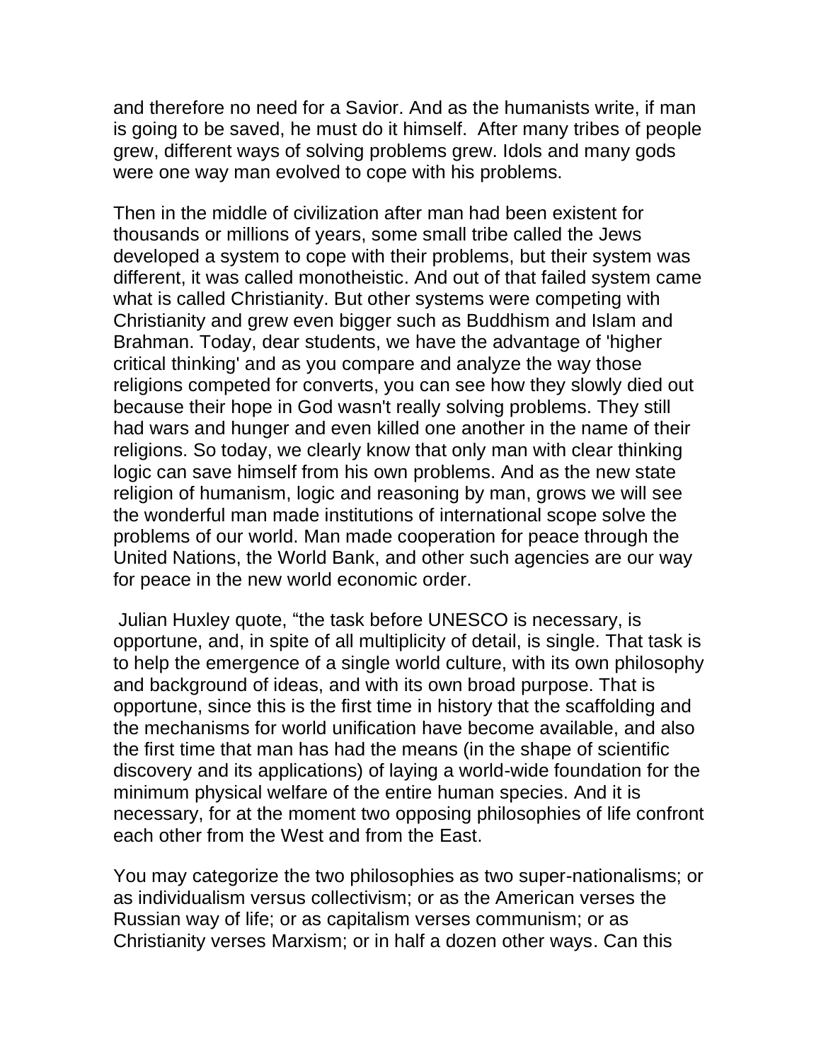and therefore no need for a Savior. And as the humanists write, if man is going to be saved, he must do it himself. After many tribes of people grew, different ways of solving problems grew. Idols and many gods were one way man evolved to cope with his problems.

Then in the middle of civilization after man had been existent for thousands or millions of years, some small tribe called the Jews developed a system to cope with their problems, but their system was different, it was called monotheistic. And out of that failed system came what is called Christianity. But other systems were competing with Christianity and grew even bigger such as Buddhism and Islam and Brahman. Today, dear students, we have the advantage of 'higher critical thinking' and as you compare and analyze the way those religions competed for converts, you can see how they slowly died out because their hope in God wasn't really solving problems. They still had wars and hunger and even killed one another in the name of their religions. So today, we clearly know that only man with clear thinking logic can save himself from his own problems. And as the new state religion of humanism, logic and reasoning by man, grows we will see the wonderful man made institutions of international scope solve the problems of our world. Man made cooperation for peace through the United Nations, the World Bank, and other such agencies are our way for peace in the new world economic order.

Julian Huxley quote, "the task before UNESCO is necessary, is opportune, and, in spite of all multiplicity of detail, is single. That task is to help the emergence of a single world culture, with its own philosophy and background of ideas, and with its own broad purpose. That is opportune, since this is the first time in history that the scaffolding and the mechanisms for world unification have become available, and also the first time that man has had the means (in the shape of scientific discovery and its applications) of laying a world-wide foundation for the minimum physical welfare of the entire human species. And it is necessary, for at the moment two opposing philosophies of life confront each other from the West and from the East.

You may categorize the two philosophies as two super-nationalisms; or as individualism versus collectivism; or as the American verses the Russian way of life; or as capitalism verses communism; or as Christianity verses Marxism; or in half a dozen other ways. Can this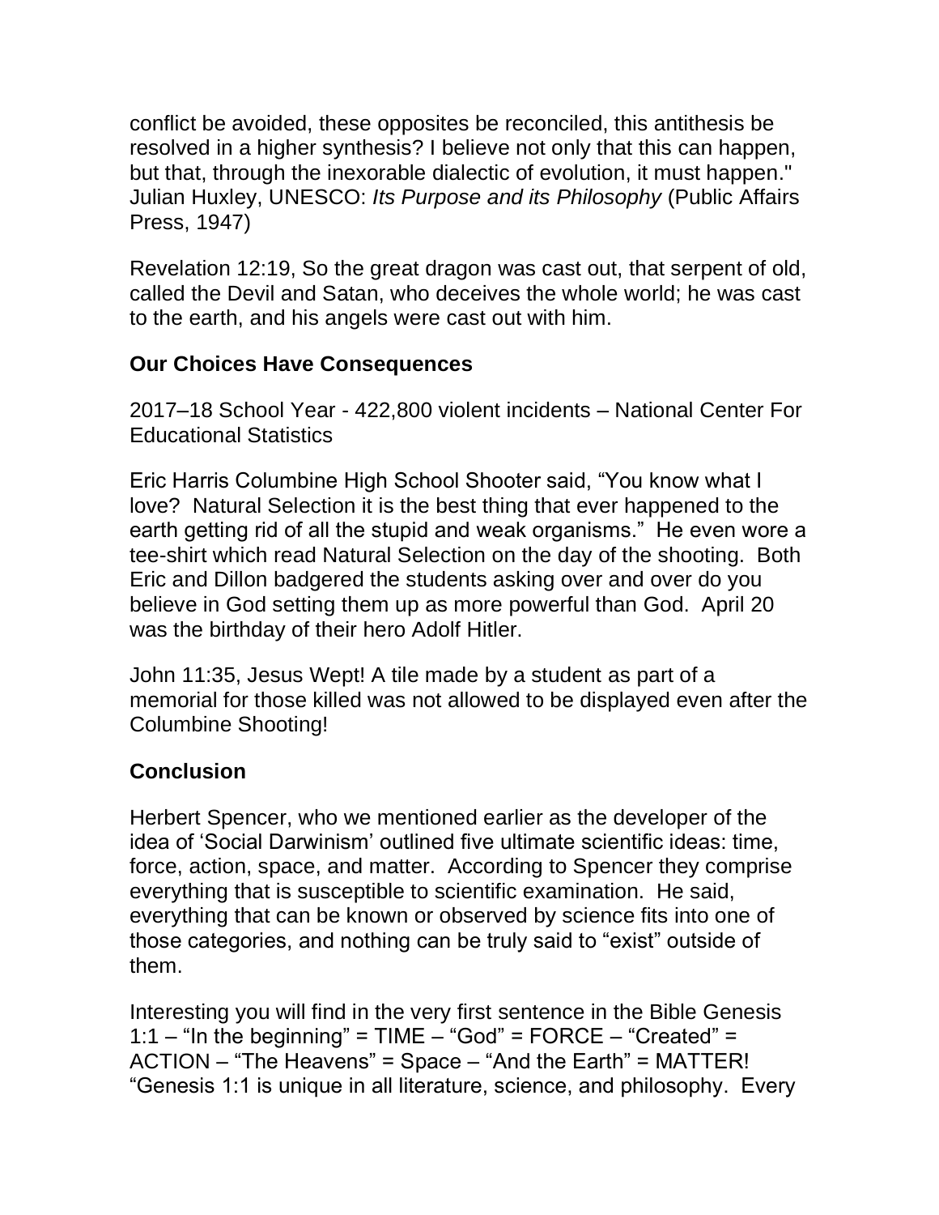conflict be avoided, these opposites be reconciled, this antithesis be resolved in a higher synthesis? I believe not only that this can happen, but that, through the inexorable dialectic of evolution, it must happen." Julian Huxley, UNESCO: *Its Purpose and its Philosophy* (Public Affairs Press, 1947)

Revelation 12:19, So the great dragon was cast out, that serpent of old, called the Devil and Satan, who deceives the whole world; he was cast to the earth, and his angels were cast out with him.

**Our Choices Have Consequences**

2017–18 School Year - 422,800 violent incidents – National Center For Educational Statistics

Eric Harris Columbine High School Shooter said, "You know what I love? Natural Selection it is the best thing that ever happened to the earth getting rid of all the stupid and weak organisms." He even wore a tee-shirt which read Natural Selection on the day of the shooting. Both Eric and Dillon badgered the students asking over and over do you believe in God setting them up as more powerful than God. April 20 was the birthday of their hero Adolf Hitler.

John 11:35, Jesus Wept! A tile made by a student as part of a memorial for those killed was not allowed to be displayed even after the Columbine Shooting!

**Conclusion**

Herbert Spencer, who we mentioned earlier as the developer of the idea of 'Social Darwinism' outlined five ultimate scientific ideas: time, force, action, space, and matter. According to Spencer they comprise everything that is susceptible to scientific examination. He said, everything that can be known or observed by science fits into one of those categories, and nothing can be truly said to "exist" outside of them.

Interesting you will find in the very first sentence in the Bible Genesis 1:1 – "In the beginning" = TIME – "God" = FORCE – "Created" = ACTION – "The Heavens" = Space – "And the Earth" = MATTER! "Genesis 1:1 is unique in all literature, science, and philosophy. Every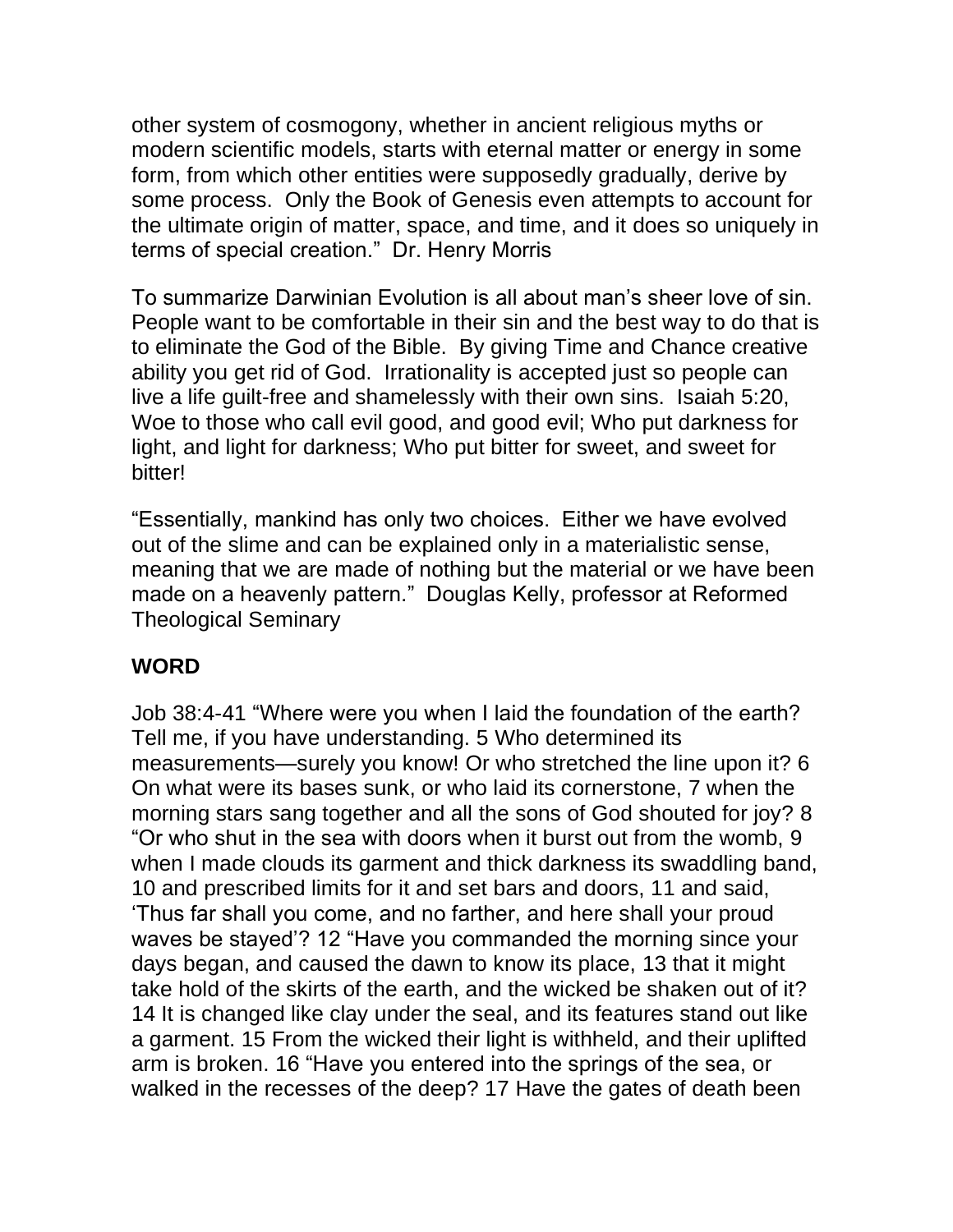other system of cosmogony, whether in ancient religious myths or modern scientific models, starts with eternal matter or energy in some form, from which other entities were supposedly gradually, derive by some process. Only the Book of Genesis even attempts to account for the ultimate origin of matter, space, and time, and it does so uniquely in terms of special creation." Dr. Henry Morris

To summarize Darwinian Evolution is all about man's sheer love of sin. People want to be comfortable in their sin and the best way to do that is to eliminate the God of the Bible. By giving Time and Chance creative ability you get rid of God. Irrationality is accepted just so people can live a life guilt-free and shamelessly with their own sins. Isaiah 5:20, Woe to those who call evil good, and good evil; Who put darkness for light, and light for darkness; Who put bitter for sweet, and sweet for bitter!

"Essentially, mankind has only two choices. Either we have evolved out of the slime and can be explained only in a materialistic sense, meaning that we are made of nothing but the material or we have been made on a heavenly pattern." Douglas Kelly, professor at Reformed Theological Seminary

**WORD**

Job 38:4-41 "Where were you when I laid the foundation of the earth? Tell me, if you have understanding. 5 Who determined its measurements—surely you know! Or who stretched the line upon it? 6 On what were its bases sunk, or who laid its cornerstone, 7 when the morning stars sang together and all the sons of God shouted for joy? 8 "Or who shut in the sea with doors when it burst out from the womb, 9 when I made clouds its garment and thick darkness its swaddling band, 10 and prescribed limits for it and set bars and doors, 11 and said, 'Thus far shall you come, and no farther, and here shall your proud waves be stayed'? 12 "Have you commanded the morning since your days began, and caused the dawn to know its place, 13 that it might take hold of the skirts of the earth, and the wicked be shaken out of it? 14 It is changed like clay under the seal, and its features stand out like a garment. 15 From the wicked their light is withheld, and their uplifted arm is broken. 16 "Have you entered into the springs of the sea, or walked in the recesses of the deep? 17 Have the gates of death been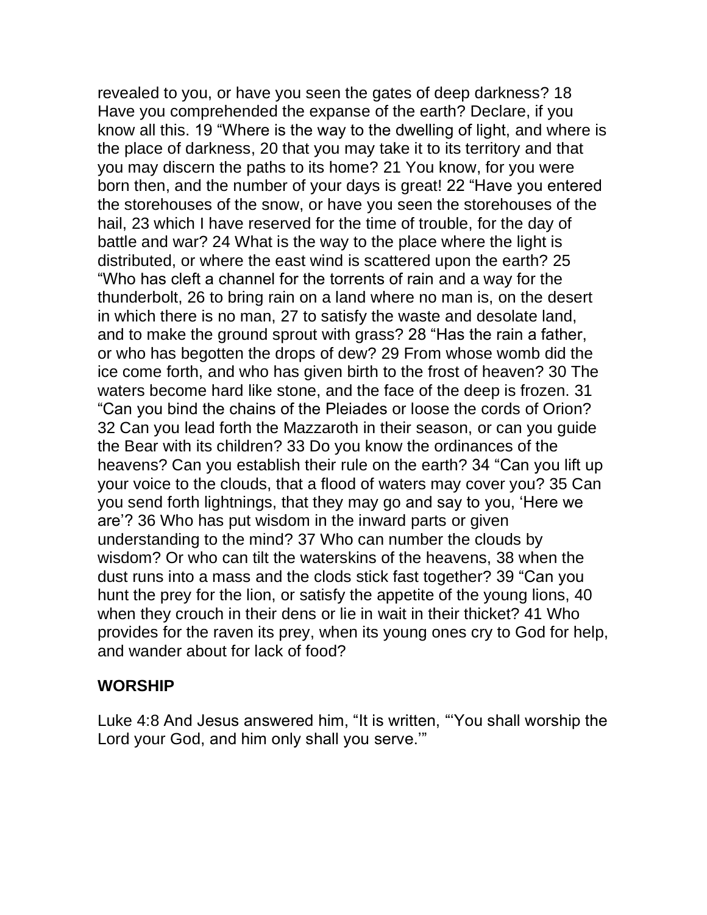revealed to you, or have you seen the gates of deep darkness? 18 Have you comprehended the expanse of the earth? Declare, if you know all this. 19 "Where is the way to the dwelling of light, and where is the place of darkness, 20 that you may take it to its territory and that you may discern the paths to its home? 21 You know, for you were born then, and the number of your days is great! 22 "Have you entered the storehouses of the snow, or have you seen the storehouses of the hail, 23 which I have reserved for the time of trouble, for the day of battle and war? 24 What is the way to the place where the light is distributed, or where the east wind is scattered upon the earth? 25 "Who has cleft a channel for the torrents of rain and a way for the thunderbolt, 26 to bring rain on a land where no man is, on the desert in which there is no man, 27 to satisfy the waste and desolate land, and to make the ground sprout with grass? 28 "Has the rain a father, or who has begotten the drops of dew? 29 From whose womb did the ice come forth, and who has given birth to the frost of heaven? 30 The waters become hard like stone, and the face of the deep is frozen. 31 "Can you bind the chains of the Pleiades or loose the cords of Orion? 32 Can you lead forth the Mazzaroth in their season, or can you guide the Bear with its children? 33 Do you know the ordinances of the heavens? Can you establish their rule on the earth? 34 "Can you lift up your voice to the clouds, that a flood of waters may cover you? 35 Can you send forth lightnings, that they may go and say to you, 'Here we are'? 36 Who has put wisdom in the inward parts or given understanding to the mind? 37 Who can number the clouds by wisdom? Or who can tilt the waterskins of the heavens, 38 when the dust runs into a mass and the clods stick fast together? 39 "Can you hunt the prey for the lion, or satisfy the appetite of the young lions, 40 when they crouch in their dens or lie in wait in their thicket? 41 Who provides for the raven its prey, when its young ones cry to God for help, and wander about for lack of food?

**WORSHIP**

Luke 4:8 And Jesus answered him, "It is written, "'You shall worship the Lord your God, and him only shall you serve.'"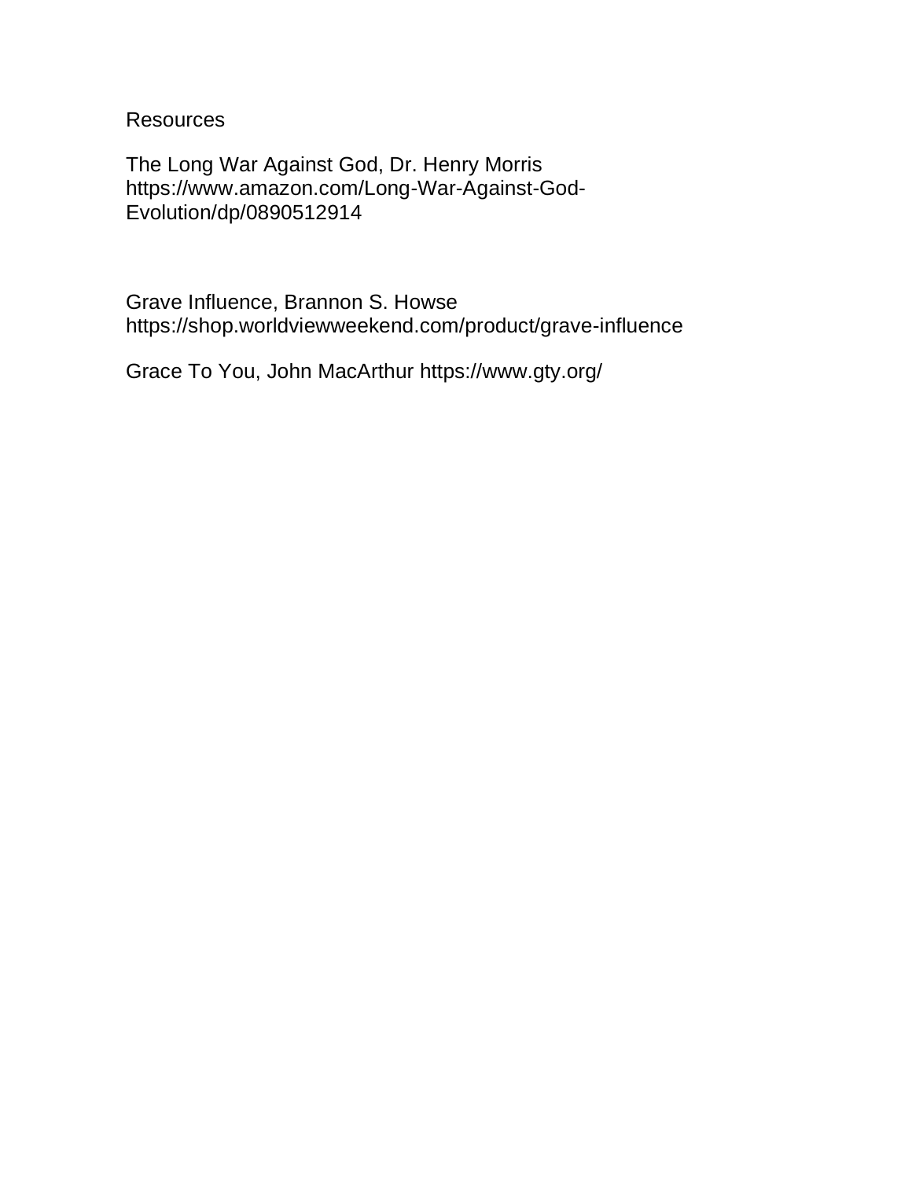Resources

The Long War Against God, Dr. Henry Morris
https://www.amazon.com/Long-War-Against-God-Evolution/dp/0890512914

Grave Influence, Brannon S. Howse
https://shop.worldviewweekend.com/product/grave-influence

Grace To You, John MacArthur https://www.gty.org/